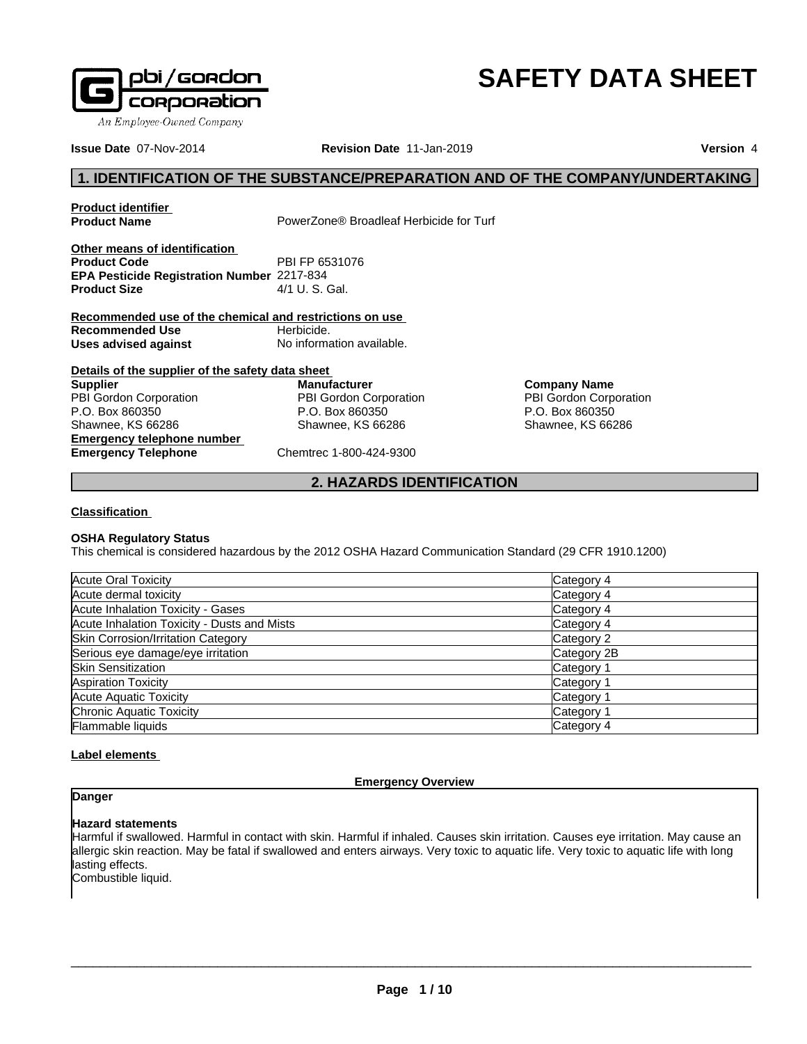# SAFETY DATA SHEET

**Issue Date** 07-Nov-2014 **Revision Date** 11-Jan-2019 **Version** 4

## 1. IDENTIFICATION OF THE SUBSTANCE/PREPARATION AND OF THE COMPANY/UNDERTAKING

**Product identifier**

**Product Name** PowerZone® Broadleaf Herbicide for Turf

**Other means of identification**

**Product Code** PBI FP 6531076
**EPA Pesticide Registration Number** 2217-834
**Product Size** 4/1 U. S. Gal.

**Recommended use of the chemical and restrictions on use**

**Recommended Use** Herbicide.
**Uses advised against** No information available.

**Details of the supplier of the safety data sheet**

**Supplier**
PBI Gordon Corporation
P.O. Box 860350
Shawnee, KS 66286

**Manufacturer**
PBI Gordon Corporation
P.O. Box 860350
Shawnee, KS 66286

**Company Name**
PBI Gordon Corporation
P.O. Box 860350
Shawnee, KS 66286

**Emergency telephone number**

**Emergency Telephone** Chemtrec 1-800-424-9300

## 2. HAZARDS IDENTIFICATION

**Classification**

**OSHA Regulatory Status**
This chemical is considered hazardous by the 2012 OSHA Hazard Communication Standard (29 CFR 1910.1200)

| | |
|---|---|
| Acute Oral Toxicity | Category 4 |
| Acute dermal toxicity | Category 4 |
| Acute Inhalation Toxicity - Gases | Category 4 |
| Acute Inhalation Toxicity - Dusts and Mists | Category 4 |
| Skin Corrosion/Irritation Category | Category 2 |
| Serious eye damage/eye irritation | Category 2B |
| Skin Sensitization | Category 1 |
| Aspiration Toxicity | Category 1 |
| Acute Aquatic Toxicity | Category 1 |
| Chronic Aquatic Toxicity | Category 1 |
| Flammable liquids | Category 4 |

**Label elements**

**Emergency Overview**

**Danger**

**Hazard statements**
Harmful if swallowed. Harmful in contact with skin. Harmful if inhaled. Causes skin irritation. Causes eye irritation. May cause an allergic skin reaction. May be fatal if swallowed and enters airways. Very toxic to aquatic life. Very toxic to aquatic life with long lasting effects.
Combustible liquid.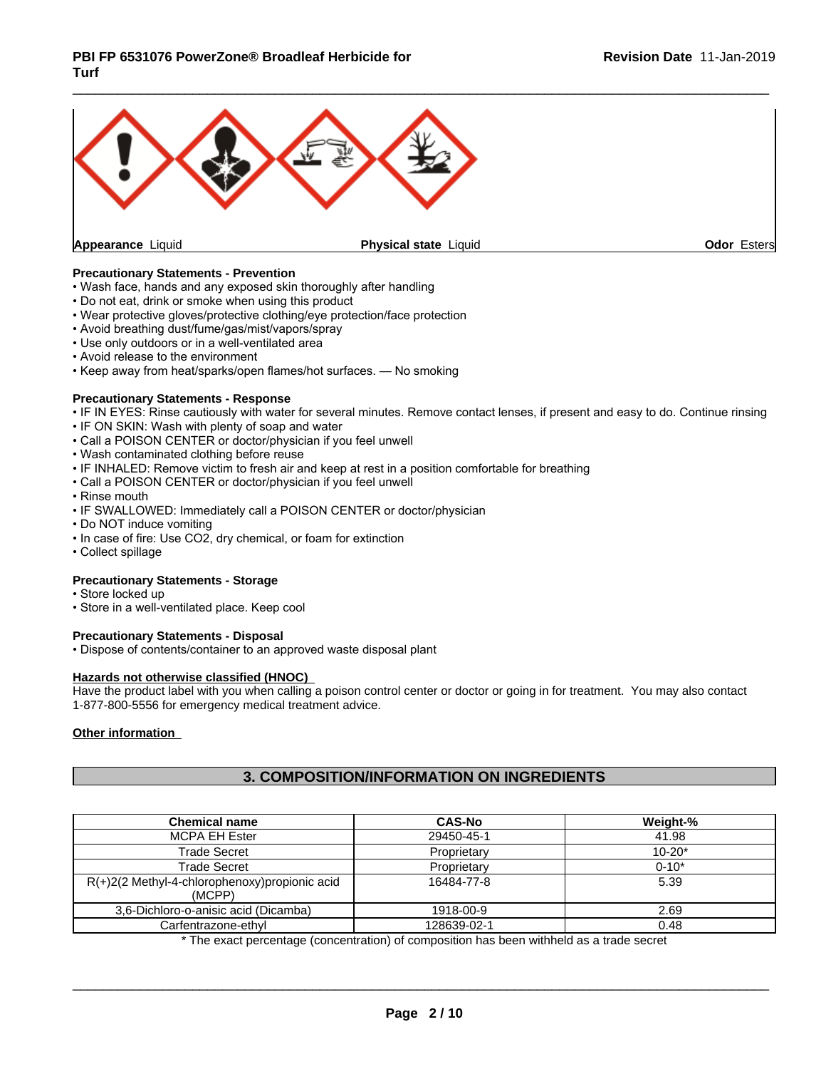**Appearance** Liquid **Physical state** Liquid **Odor** Esters

**Precautionary Statements - Prevention**

- Wash face, hands and any exposed skin thoroughly after handling
- Do not eat, drink or smoke when using this product
- Wear protective gloves/protective clothing/eye protection/face protection
- Avoid breathing dust/fume/gas/mist/vapors/spray
- Use only outdoors or in a well-ventilated area
- Avoid release to the environment
- Keep away from heat/sparks/open flames/hot surfaces. — No smoking

**Precautionary Statements - Response**

- IF IN EYES: Rinse cautiously with water for several minutes. Remove contact lenses, if present and easy to do. Continue rinsing
- IF ON SKIN: Wash with plenty of soap and water
- Call a POISON CENTER or doctor/physician if you feel unwell
- Wash contaminated clothing before reuse
- IF INHALED: Remove victim to fresh air and keep at rest in a position comfortable for breathing
- Call a POISON CENTER or doctor/physician if you feel unwell
- Rinse mouth
- IF SWALLOWED: Immediately call a POISON CENTER or doctor/physician
- Do NOT induce vomiting
- In case of fire: Use CO2, dry chemical, or foam for extinction
- Collect spillage

**Precautionary Statements - Storage**

- Store locked up
- Store in a well-ventilated place. Keep cool

**Precautionary Statements - Disposal**

- Dispose of contents/container to an approved waste disposal plant

**Hazards not otherwise classified (HNOC)**

Have the product label with you when calling a poison control center or doctor or going in for treatment. You may also contact 1-877-800-5556 for emergency medical treatment advice.

**Other information**

## 3. COMPOSITION/INFORMATION ON INGREDIENTS

| Chemical name | CAS-No | Weight-% |
|---|---|---|
| MCPA EH Ester | 29450-45-1 | 41.98 |
| Trade Secret | Proprietary | 10-20* |
| Trade Secret | Proprietary | 0-10* |
| R(+)2(2 Methyl-4-chlorophenoxy)propionic acid (MCPP) | 16484-77-8 | 5.39 |
| 3,6-Dichloro-o-anisic acid (Dicamba) | 1918-00-9 | 2.69 |
| Carfentrazone-ethyl | 128639-02-1 | 0.48 |

* The exact percentage (concentration) of composition has been withheld as a trade secret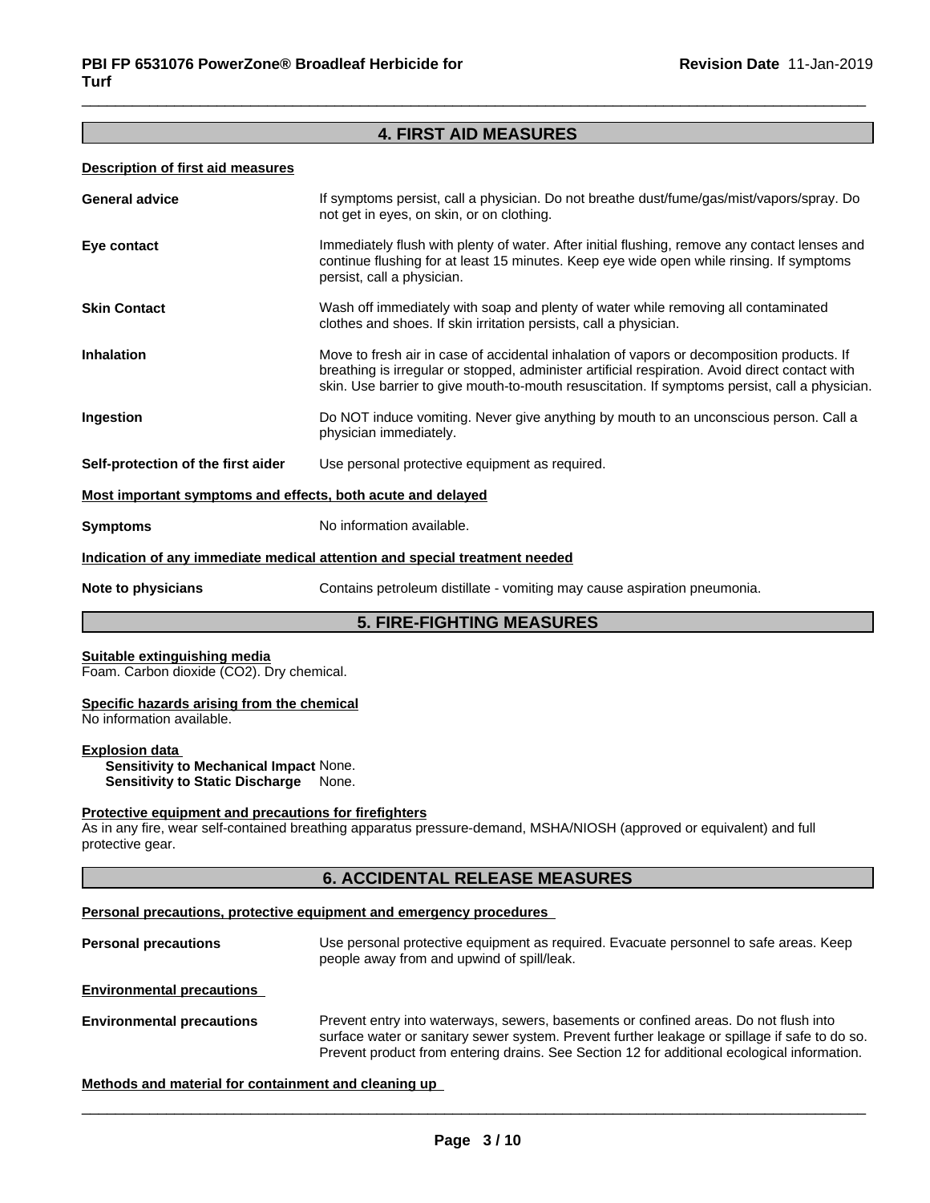## 4. FIRST AID MEASURES

**Description of first aid measures**

| | |
|---|---|
| **General advice** | If symptoms persist, call a physician. Do not breathe dust/fume/gas/mist/vapors/spray. Do not get in eyes, on skin, or on clothing. |
| **Eye contact** | Immediately flush with plenty of water. After initial flushing, remove any contact lenses and continue flushing for at least 15 minutes. Keep eye wide open while rinsing. If symptoms persist, call a physician. |
| **Skin Contact** | Wash off immediately with soap and plenty of water while removing all contaminated clothes and shoes. If skin irritation persists, call a physician. |
| **Inhalation** | Move to fresh air in case of accidental inhalation of vapors or decomposition products. If breathing is irregular or stopped, administer artificial respiration. Avoid direct contact with skin. Use barrier to give mouth-to-mouth resuscitation. If symptoms persist, call a physician. |
| **Ingestion** | Do NOT induce vomiting. Never give anything by mouth to an unconscious person. Call a physician immediately. |
| **Self-protection of the first aider** | Use personal protective equipment as required. |

**Most important symptoms and effects, both acute and delayed**

| | |
|---|---|
| **Symptoms** | No information available. |

**Indication of any immediate medical attention and special treatment needed**

| | |
|---|---|
| **Note to physicians** | Contains petroleum distillate - vomiting may cause aspiration pneumonia. |

## 5. FIRE-FIGHTING MEASURES

**Suitable extinguishing media**
Foam. Carbon dioxide ($CO_2$). Dry chemical.

**Specific hazards arising from the chemical**
No information available.

**Explosion data**
**Sensitivity to Mechanical Impact** None.
**Sensitivity to Static Discharge** None.

**Protective equipment and precautions for firefighters**
As in any fire, wear self-contained breathing apparatus pressure-demand, MSHA/NIOSH (approved or equivalent) and full protective gear.

## 6. ACCIDENTAL RELEASE MEASURES

**Personal precautions, protective equipment and emergency procedures**

| | |
|---|---|
| **Personal precautions** | Use personal protective equipment as required. Evacuate personnel to safe areas. Keep people away from and upwind of spill/leak. |

**Environmental precautions**

| | |
|---|---|
| **Environmental precautions** | Prevent entry into waterways, sewers, basements or confined areas. Do not flush into surface water or sanitary sewer system. Prevent further leakage or spillage if safe to do so. Prevent product from entering drains. See Section 12 for additional ecological information. |

**Methods and material for containment and cleaning up**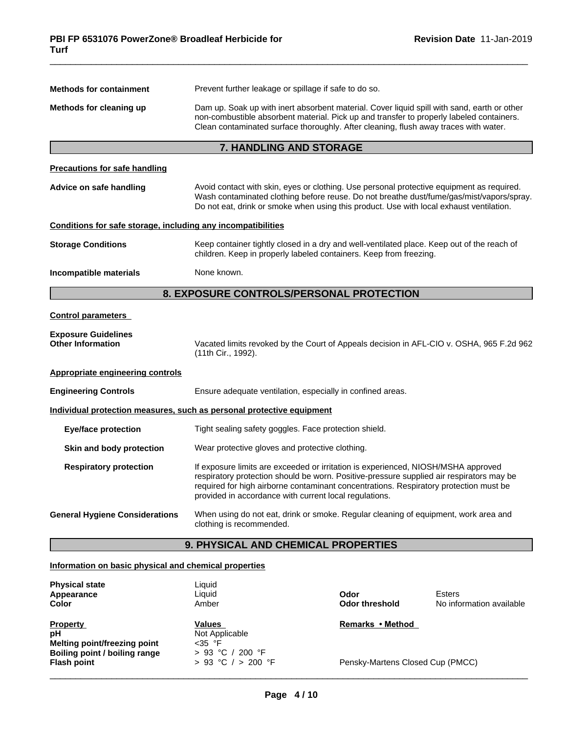**Methods for containment** Prevent further leakage or spillage if safe to do so.

**Methods for cleaning up** Dam up. Soak up with inert absorbent material. Cover liquid spill with sand, earth or other non-combustible absorbent material. Pick up and transfer to properly labeled containers. Clean contaminated surface thoroughly. After cleaning, flush away traces with water.

## 7. HANDLING AND STORAGE

**Precautions for safe handling**

**Advice on safe handling** Avoid contact with skin, eyes or clothing. Use personal protective equipment as required. Wash contaminated clothing before reuse. Do not breathe dust/fume/gas/mist/vapors/spray. Do not eat, drink or smoke when using this product. Use with local exhaust ventilation.

**Conditions for safe storage, including any incompatibilities**

**Storage Conditions** Keep container tightly closed in a dry and well-ventilated place. Keep out of the reach of children. Keep in properly labeled containers. Keep from freezing.

**Incompatible materials** None known.

## 8. EXPOSURE CONTROLS/PERSONAL PROTECTION

**Control parameters**

**Exposure Guidelines**
**Other Information** Vacated limits revoked by the Court of Appeals decision in AFL-CIO v. OSHA, 965 F.2d 962 (11th Cir., 1992).

**Appropriate engineering controls**

**Engineering Controls** Ensure adequate ventilation, especially in confined areas.

**Individual protection measures, such as personal protective equipment**

**Eye/face protection** Tight sealing safety goggles. Face protection shield.

**Skin and body protection** Wear protective gloves and protective clothing.

**Respiratory protection** If exposure limits are exceeded or irritation is experienced, NIOSH/MSHA approved respiratory protection should be worn. Positive-pressure supplied air respirators may be required for high airborne contaminant concentrations. Respiratory protection must be provided in accordance with current local regulations.

**General Hygiene Considerations** When using do not eat, drink or smoke. Regular cleaning of equipment, work area and clothing is recommended.

## 9. PHYSICAL AND CHEMICAL PROPERTIES

**Information on basic physical and chemical properties**

| | | | |
|---|---|---|---|
| **Physical state** | Liquid | | |
| **Appearance** | Liquid | **Odor** | Esters |
| **Color** | Amber | **Odor threshold** | No information available |

| **Property** | **Values** | **Remarks • Method** |
|---|---|---|
| **pH** | Not Applicable | |
| **Melting point/freezing point** | <35 °F | |
| **Boiling point / boiling range** | > 93 °C / 200 °F | |
| **Flash point** | > 93 °C / > 200 °F | Pensky-Martens Closed Cup (PMCC) |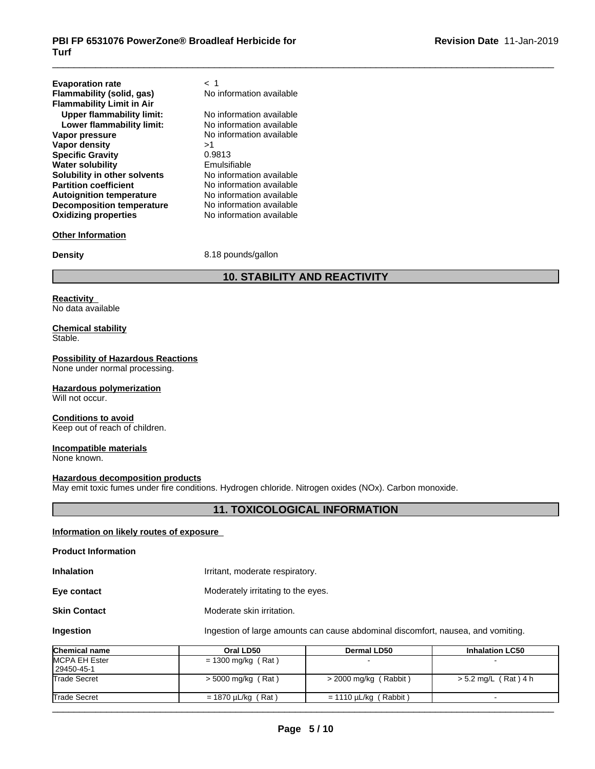| | |
|---|---|
| **Evaporation rate** | < 1 |
| **Flammability (solid, gas)** | No information available |
| **Flammability Limit in Air** | |
| **Upper flammability limit:** | No information available |
| **Lower flammability limit:** | No information available |
| **Vapor pressure** | No information available |
| **Vapor density** | >1 |
| **Specific Gravity** | 0.9813 |
| **Water solubility** | Emulsifiable |
| **Solubility in other solvents** | No information available |
| **Partition coefficient** | No information available |
| **Autoignition temperature** | No information available |
| **Decomposition temperature** | No information available |
| **Oxidizing properties** | No information available |

**Other Information**

**Density** 8.18 pounds/gallon

## 10. STABILITY AND REACTIVITY

**Reactivity**
No data available

**Chemical stability**
Stable.

**Possibility of Hazardous Reactions**
None under normal processing.

**Hazardous polymerization**
Will not occur.

**Conditions to avoid**
Keep out of reach of children.

**Incompatible materials**
None known.

**Hazardous decomposition products**
May emit toxic fumes under fire conditions. Hydrogen chloride. Nitrogen oxides (NOx). Carbon monoxide.

## 11. TOXICOLOGICAL INFORMATION

**Information on likely routes of exposure**

**Product Information**

**Inhalation** Irritant, moderate respiratory.

**Eye contact** Moderately irritating to the eyes.

**Skin Contact** Moderate skin irritation.

**Ingestion** Ingestion of large amounts can cause abdominal discomfort, nausea, and vomiting.

| Chemical name | Oral LD50 | Dermal LD50 | Inhalation LC50 |
|---|---|---|---|
| MCPA EH Ester 29450-45-1 | = 1300 mg/kg ( Rat ) | - | - |
| Trade Secret | > 5000 mg/kg ( Rat ) | > 2000 mg/kg ( Rabbit ) | > 5.2 mg/L ( Rat ) 4 h |
| Trade Secret | = 1870 µL/kg ( Rat ) | = 1110 µL/kg ( Rabbit ) | - |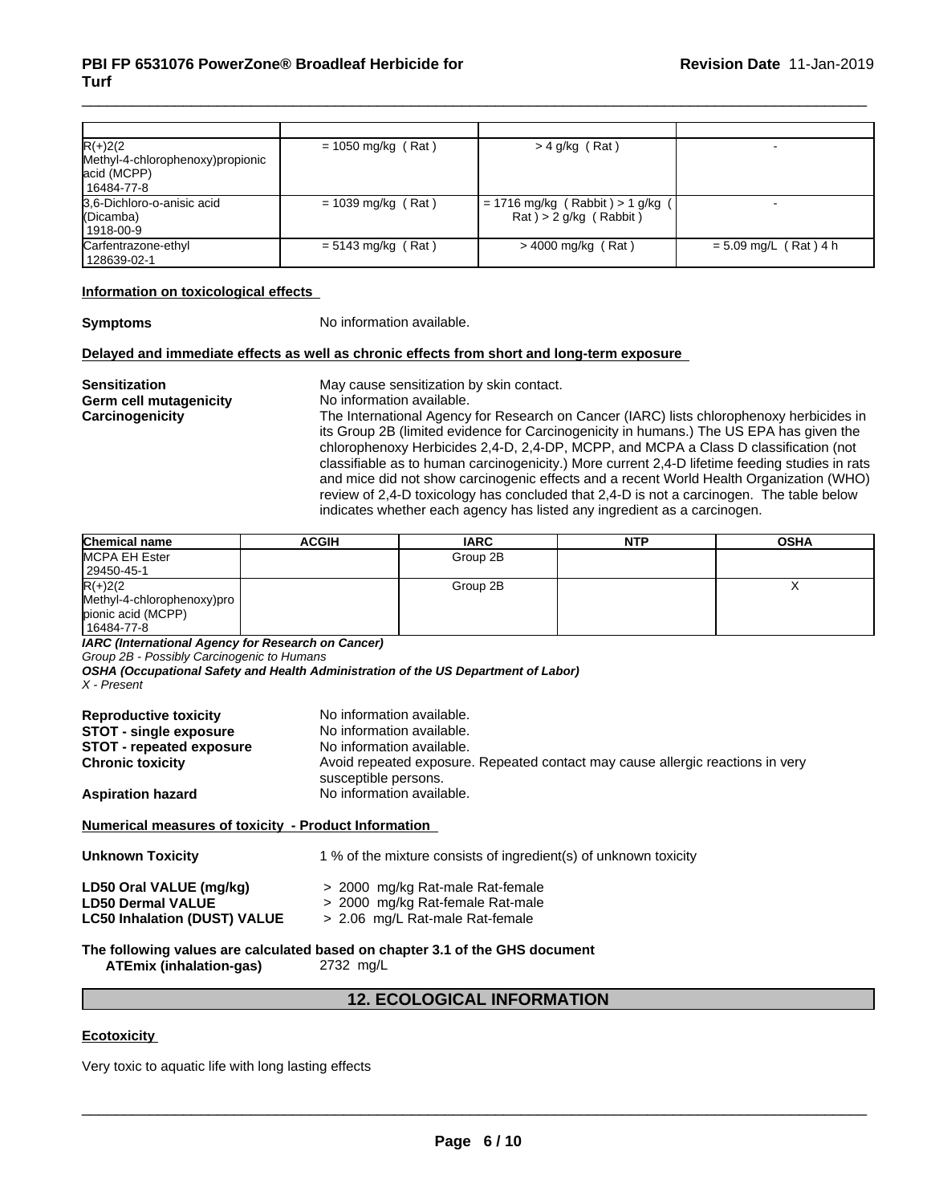| | | | |
|---|---|---|---|
| R(+)2(2 Methyl-4-chlorophenoxy)propionic acid (MCPP) 16484-77-8 | = 1050 mg/kg ( Rat ) | > 4 g/kg ( Rat ) | - |
| 3,6-Dichloro-o-anisic acid (Dicamba) 1918-00-9 | = 1039 mg/kg ( Rat ) | = 1716 mg/kg ( Rabbit ) > 1 g/kg ( Rat ) > 2 g/kg ( Rabbit ) | - |
| Carfentrazone-ethyl 128639-02-1 | = 5143 mg/kg ( Rat ) | > 4000 mg/kg ( Rat ) | = 5.09 mg/L ( Rat ) 4 h |

**Information on toxicological effects**

**Symptoms** No information available.

**Delayed and immediate effects as well as chronic effects from short and long-term exposure**

**Sensitization** May cause sensitization by skin contact.

**Germ cell mutagenicity** No information available.

**Carcinogenicity** The International Agency for Research on Cancer (IARC) lists chlorophenoxy herbicides in its Group 2B (limited evidence for Carcinogenicity in humans.) The US EPA has given the chlorophenoxy Herbicides 2,4-D, 2,4-DP, MCPP, and MCPA a Class D classification (not classifiable as to human carcinogenicity.) More current 2,4-D lifetime feeding studies in rats and mice did not show carcinogenic effects and a recent World Health Organization (WHO) review of 2,4-D toxicology has concluded that 2,4-D is not a carcinogen. The table below indicates whether each agency has listed any ingredient as a carcinogen.

| Chemical name | ACGIH | IARC | NTP | OSHA |
|---|---|---|---|---|
| MCPA EH Ester 29450-45-1 | | Group 2B | | |
| R(+)2(2 Methyl-4-chlorophenoxy)propionic acid (MCPP) 16484-77-8 | | Group 2B | | X |

***IARC (International Agency for Research on Cancer)***
*Group 2B - Possibly Carcinogenic to Humans*
***OSHA (Occupational Safety and Health Administration of the US Department of Labor)***
*X - Present*

**Reproductive toxicity** No information available.

**STOT - single exposure** No information available.

**STOT - repeated exposure** No information available.

**Chronic toxicity** Avoid repeated exposure. Repeated contact may cause allergic reactions in very susceptible persons.

**Aspiration hazard** No information available.

**Numerical measures of toxicity - Product Information**

**Unknown Toxicity** 1 % of the mixture consists of ingredient(s) of unknown toxicity

**LD50 Oral VALUE (mg/kg)** > 2000 mg/kg Rat-male Rat-female
**LD50 Dermal VALUE** > 2000 mg/kg Rat-female Rat-male
**LC50 Inhalation (DUST) VALUE** > 2.06 mg/L Rat-male Rat-female

**The following values are calculated based on chapter 3.1 of the GHS document**
**ATEmix (inhalation-gas)** 2732 mg/L

## 12. ECOLOGICAL INFORMATION

**Ecotoxicity**

Very toxic to aquatic life with long lasting effects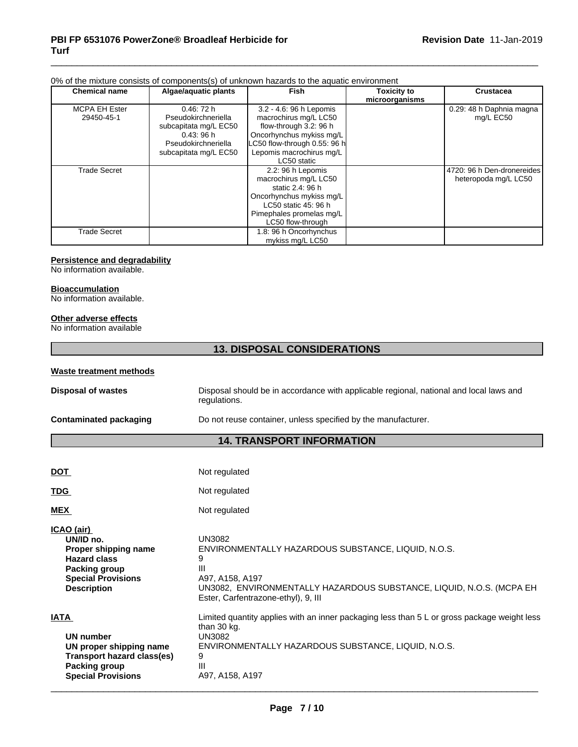0% of the mixture consists of components(s) of unknown hazards to the aquatic environment

| Chemical name | Algae/aquatic plants | Fish | Toxicity to microorganisms | Crustacea |
|---|---|---|---|---|
| MCPA EH Ester 29450-45-1 | 0.46: 72 h Pseudokirchneriella subcapitata mg/L EC50 0.43: 96 h Pseudokirchneriella subcapitata mg/L EC50 | 3.2 - 4.6: 96 h Lepomis macrochirus mg/L LC50 flow-through 3.2: 96 h Oncorhynchus mykiss mg/L LC50 flow-through 0.55: 96 h Lepomis macrochirus mg/L LC50 static | | 0.29: 48 h Daphnia magna mg/L EC50 |
| Trade Secret | | 2.2: 96 h Lepomis macrochirus mg/L LC50 static 2.4: 96 h Oncorhynchus mykiss mg/L LC50 static 45: 96 h Pimephales promelas mg/L LC50 flow-through | | 4720: 96 h Den-dronereides heteropoda mg/L LC50 |
| Trade Secret | | 1.8: 96 h Oncorhynchus mykiss mg/L LC50 | | |

**Persistence and degradability**
No information available.

**Bioaccumulation**
No information available.

**Other adverse effects**
No information available

## 13. DISPOSAL CONSIDERATIONS

**Waste treatment methods**

**Disposal of wastes** Disposal should be in accordance with applicable regional, national and local laws and regulations.

**Contaminated packaging** Do not reuse container, unless specified by the manufacturer.

## 14. TRANSPORT INFORMATION

**DOT** Not regulated

**TDG** Not regulated

**MEX** Not regulated

**ICAO (air)**
- **UN/ID no.** UN3082
- **Proper shipping name** ENVIRONMENTALLY HAZARDOUS SUBSTANCE, LIQUID, N.O.S.
- **Hazard class** 9
- **Packing group** III
- **Special Provisions** A97, A158, A197
- **Description** UN3082, ENVIRONMENTALLY HAZARDOUS SUBSTANCE, LIQUID, N.O.S. (MCPA EH Ester, Carfentrazone-ethyl), 9, III

**IATA** Limited quantity applies with an inner packaging less than 5 L or gross package weight less than 30 kg.
- **UN number** UN3082
- **UN proper shipping name** ENVIRONMENTALLY HAZARDOUS SUBSTANCE, LIQUID, N.O.S.
- **Transport hazard class(es)** 9
- **Packing group** III
- **Special Provisions** A97, A158, A197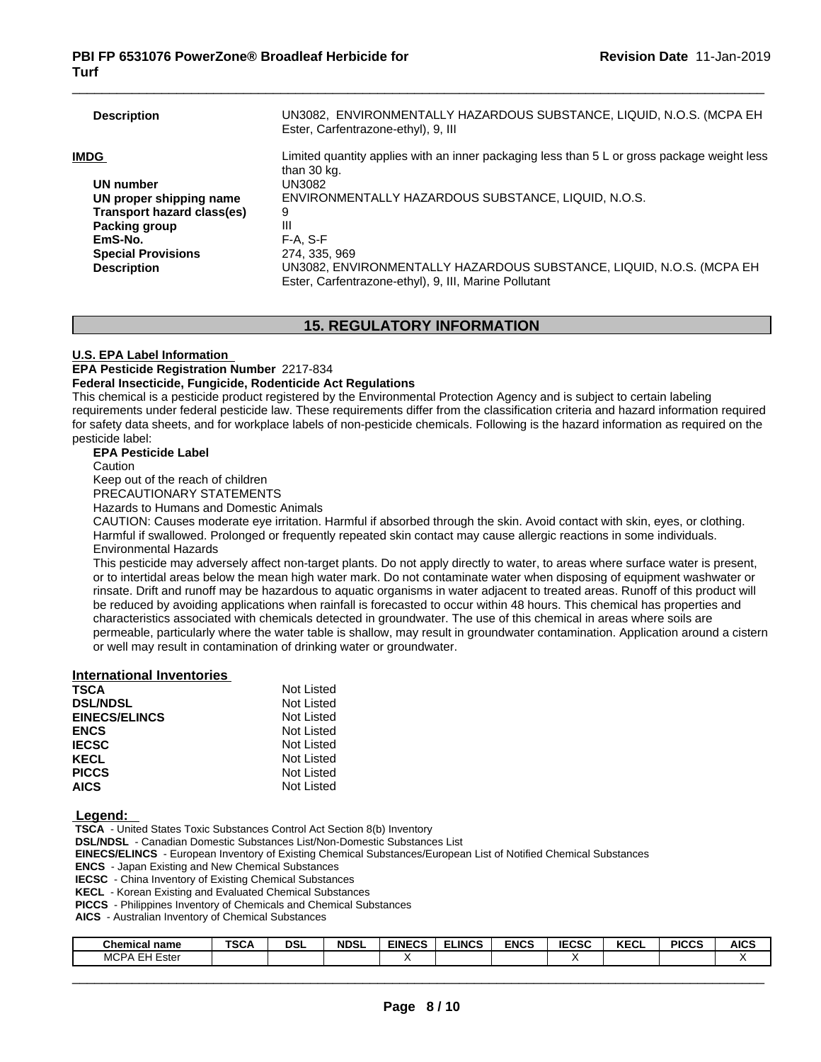| | |
|---|---|
| **Description** | UN3082, ENVIRONMENTALLY HAZARDOUS SUBSTANCE, LIQUID, N.O.S. (MCPA EH Ester, Carfentrazone-ethyl), 9, III |

**IMDG**

Limited quantity applies with an inner packaging less than 5 L or gross package weight less than 30 kg.

| | |
|---|---|
| **UN number** | UN3082 |
| **UN proper shipping name** | ENVIRONMENTALLY HAZARDOUS SUBSTANCE, LIQUID, N.O.S. |
| **Transport hazard class(es)** | 9 |
| **Packing group** | III |
| **EmS-No.** | F-A, S-F |
| **Special Provisions** | 274, 335, 969 |
| **Description** | UN3082, ENVIRONMENTALLY HAZARDOUS SUBSTANCE, LIQUID, N.O.S. (MCPA EH Ester, Carfentrazone-ethyl), 9, III, Marine Pollutant |

## 15. REGULATORY INFORMATION

**U.S. EPA Label Information**

**EPA Pesticide Registration Number** 2217-834

**Federal Insecticide, Fungicide, Rodenticide Act Regulations**

This chemical is a pesticide product registered by the Environmental Protection Agency and is subject to certain labeling requirements under federal pesticide law. These requirements differ from the classification criteria and hazard information required for safety data sheets, and for workplace labels of non-pesticide chemicals. Following is the hazard information as required on the pesticide label:

**EPA Pesticide Label**

Caution

Keep out of the reach of children

PRECAUTIONARY STATEMENTS

Hazards to Humans and Domestic Animals

CAUTION: Causes moderate eye irritation. Harmful if absorbed through the skin. Avoid contact with skin, eyes, or clothing. Harmful if swallowed. Prolonged or frequently repeated skin contact may cause allergic reactions in some individuals.

Environmental Hazards

This pesticide may adversely affect non-target plants. Do not apply directly to water, to areas where surface water is present, or to intertidal areas below the mean high water mark. Do not contaminate water when disposing of equipment washwater or rinsate. Drift and runoff may be hazardous to aquatic organisms in water adjacent to treated areas. Runoff of this product will be reduced by avoiding applications when rainfall is forecasted to occur within 48 hours. This chemical has properties and characteristics associated with chemicals detected in groundwater. The use of this chemical in areas where soils are permeable, particularly where the water table is shallow, may result in groundwater contamination. Application around a cistern or well may result in contamination of drinking water or groundwater.

**International Inventories**

| | |
|---|---|
| **TSCA** | Not Listed |
| **DSL/NDSL** | Not Listed |
| **EINECS/ELINCS** | Not Listed |
| **ENCS** | Not Listed |
| **IECSC** | Not Listed |
| **KECL** | Not Listed |
| **PICCS** | Not Listed |
| **AICS** | Not Listed |

**Legend:**

**TSCA** - United States Toxic Substances Control Act Section 8(b) Inventory
**DSL/NDSL** - Canadian Domestic Substances List/Non-Domestic Substances List
**EINECS/ELINCS** - European Inventory of Existing Chemical Substances/European List of Notified Chemical Substances
**ENCS** - Japan Existing and New Chemical Substances
**IECSC** - China Inventory of Existing Chemical Substances
**KECL** - Korean Existing and Evaluated Chemical Substances
**PICCS** - Philippines Inventory of Chemicals and Chemical Substances
**AICS** - Australian Inventory of Chemical Substances

| Chemical name | TSCA | DSL | NDSL | EINECS | ELINCS | ENCS | IECSC | KECL | PICCS | AICS |
|---|---|---|---|---|---|---|---|---|---|---|
| MCPA EH Ester | | | | X | | | X | | | X |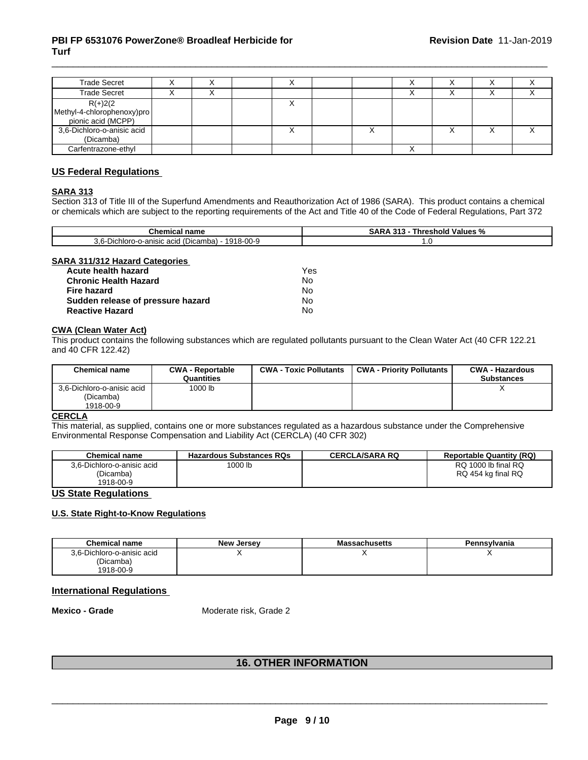| | | | | | | | | | | |
|---|---|---|---|---|---|---|---|---|---|---|
| Trade Secret | X | X | | X | | | X | X | X | X |
| Trade Secret | X | X | | | | | X | X | X | X |
| R(+)2(2 Methyl-4-chlorophenoxy)propionic acid (MCPP) | | | | X | | | | | | |
| 3,6-Dichloro-o-anisic acid (Dicamba) | | | | X | | X | | X | X | X |
| Carfentrazone-ethyl | | | | | | | X | | | |

## US Federal Regulations

### SARA 313

Section 313 of Title III of the Superfund Amendments and Reauthorization Act of 1986 (SARA). This product contains a chemical or chemicals which are subject to the reporting requirements of the Act and Title 40 of the Code of Federal Regulations, Part 372

| Chemical name | SARA 313 - Threshold Values % |
|---|---|
| 3,6-Dichloro-o-anisic acid (Dicamba) - 1918-00-9 | 1.0 |

### SARA 311/312 Hazard Categories

| | |
|---|---|
| **Acute health hazard** | Yes |
| **Chronic Health Hazard** | No |
| **Fire hazard** | No |
| **Sudden release of pressure hazard** | No |
| **Reactive Hazard** | No |

### CWA (Clean Water Act)

This product contains the following substances which are regulated pollutants pursuant to the Clean Water Act (40 CFR 122.21 and 40 CFR 122.42)

| Chemical name | CWA - Reportable Quantities | CWA - Toxic Pollutants | CWA - Priority Pollutants | CWA - Hazardous Substances |
|---|---|---|---|---|
| 3,6-Dichloro-o-anisic acid (Dicamba) 1918-00-9 | 1000 lb | | | X |

### CERCLA

This material, as supplied, contains one or more substances regulated as a hazardous substance under the Comprehensive Environmental Response Compensation and Liability Act (CERCLA) (40 CFR 302)

| Chemical name | Hazardous Substances RQs | CERCLA/SARA RQ | Reportable Quantity (RQ) |
|---|---|---|---|
| 3,6-Dichloro-o-anisic acid (Dicamba) 1918-00-9 | 1000 lb | | RQ 1000 lb final RQ RQ 454 kg final RQ |

## US State Regulations

### U.S. State Right-to-Know Regulations

| Chemical name | New Jersey | Massachusetts | Pennsylvania |
|---|---|---|---|
| 3,6-Dichloro-o-anisic acid (Dicamba) 1918-00-9 | X | X | X |

## International Regulations

**Mexico - Grade** Moderate risk, Grade 2

# 16. OTHER INFORMATION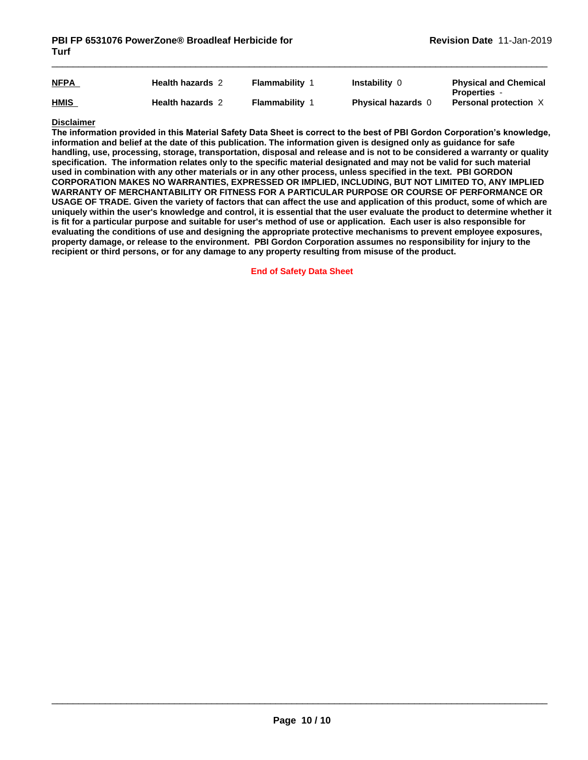| | | | | |
|---|---|---|---|---|
| **NFPA** | **Health hazards** 2 | **Flammability** 1 | **Instability** 0 | **Physical and Chemical Properties** - |
| **HMIS** | **Health hazards** 2 | **Flammability** 1 | **Physical hazards** 0 | **Personal protection** X |

**Disclaimer**

**The information provided in this Material Safety Data Sheet is correct to the best of PBI Gordon Corporation's knowledge, information and belief at the date of this publication. The information given is designed only as guidance for safe handling, use, processing, storage, transportation, disposal and release and is not to be considered a warranty or quality specification. The information relates only to the specific material designated and may not be valid for such material used in combination with any other materials or in any other process, unless specified in the text. PBI GORDON CORPORATION MAKES NO WARRANTIES, EXPRESSED OR IMPLIED, INCLUDING, BUT NOT LIMITED TO, ANY IMPLIED WARRANTY OF MERCHANTABILITY OR FITNESS FOR A PARTICULAR PURPOSE OR COURSE OF PERFORMANCE OR USAGE OF TRADE. Given the variety of factors that can affect the use and application of this product, some of which are uniquely within the user's knowledge and control, it is essential that the user evaluate the product to determine whether it is fit for a particular purpose and suitable for user's method of use or application. Each user is also responsible for evaluating the conditions of use and designing the appropriate protective mechanisms to prevent employee exposures, property damage, or release to the environment. PBI Gordon Corporation assumes no responsibility for injury to the recipient or third persons, or for any damage to any property resulting from misuse of the product.**

**End of Safety Data Sheet**